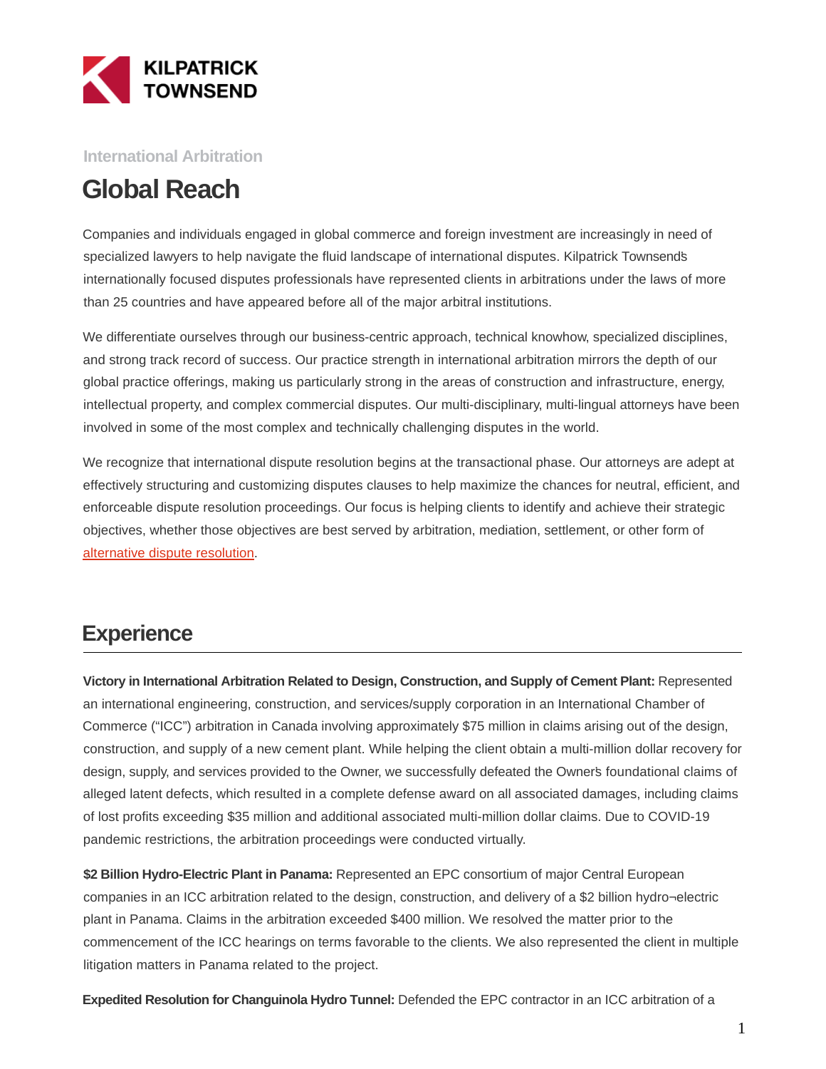KILPATRICK TOWNSEND

International Arbitration

# Global Reach

Companies and individuals engaged in global commerce and foreign investment are increasingly in need of specialized lawyers to help navigate the fluid landscape of international disputes. Kilpatrick Townsend's internationally focused disputes professionals have represented clients in arbitrations under the laws of more than 25 countries and have appeared before all of the major arbitral institutions.

We differentiate ourselves through our business-centric approach, technical knowhow, specialized disciplines, and strong track record of success. Our practice strength in international arbitration mirrors the depth of our global practice offerings, making us particularly strong in the areas of construction and infrastructure, energy, intellectual property, and complex commercial disputes. Our multi-disciplinary, multi-lingual attorneys have been involved in some of the most complex and technically challenging disputes in the world.

We recognize that international dispute resolution begins at the transactional phase. Our attorneys are adept at effectively structuring and customizing disputes clauses to help maximize the chances for neutral, efficient, and enforceable dispute resolution proceedings. Our focus is helping clients to identify and achieve their strategic objectives, whether those objectives are best served by arbitration, mediation, settlement, or other form of alternative dispute resolution.

## Experience

**Victory in International Arbitration Related to Design, Construction, and Supply of Cement Plant:** Represented an international engineering, construction, and services/supply corporation in an International Chamber of Commerce ("ICC") arbitration in Canada involving approximately $75 million in claims arising out of the design, construction, and supply of a new cement plant. While helping the client obtain a multi-million dollar recovery for design, supply, and services provided to the Owner, we successfully defeated the Owner's foundational claims of alleged latent defects, which resulted in a complete defense award on all associated damages, including claims of lost profits exceeding $35 million and additional associated multi-million dollar claims. Due to COVID-19 pandemic restrictions, the arbitration proceedings were conducted virtually.

**$2 Billion Hydro-Electric Plant in Panama:** Represented an EPC consortium of major Central European companies in an ICC arbitration related to the design, construction, and delivery of a $2 billion hydro¬electric plant in Panama. Claims in the arbitration exceeded $400 million. We resolved the matter prior to the commencement of the ICC hearings on terms favorable to the clients. We also represented the client in multiple litigation matters in Panama related to the project.

**Expedited Resolution for Changuinola Hydro Tunnel:** Defended the EPC contractor in an ICC arbitration of a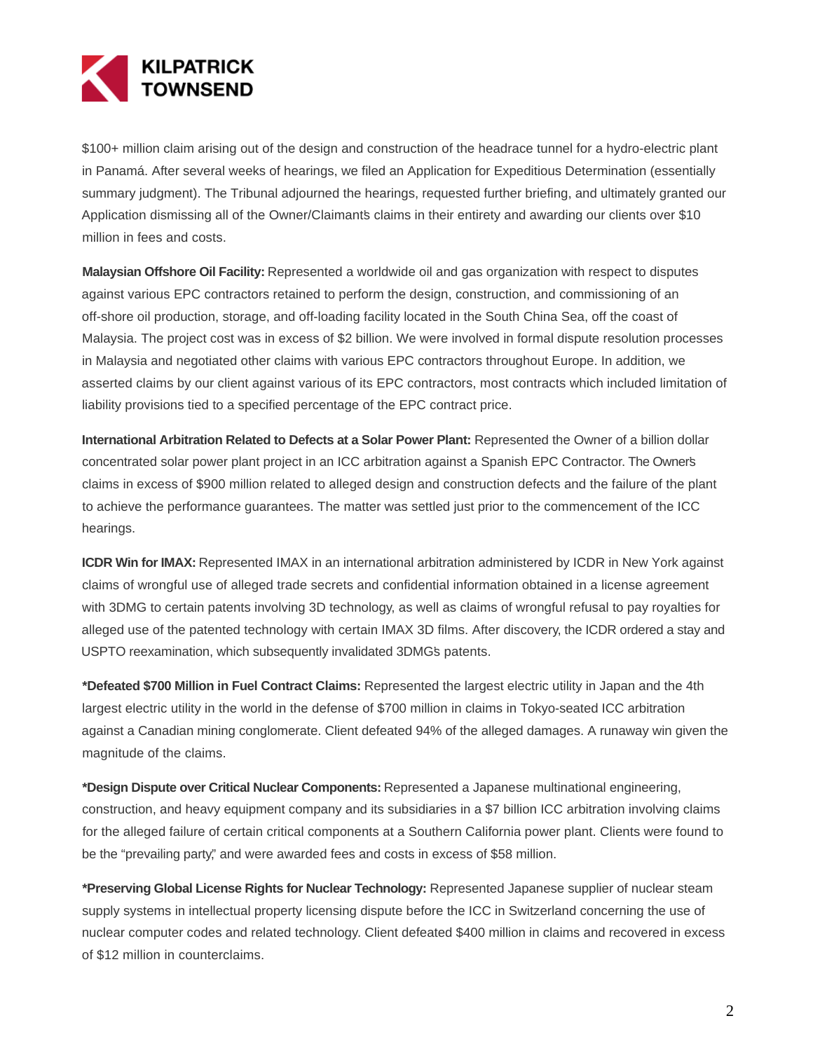$100+ million claim arising out of the design and construction of the headrace tunnel for a hydro-electric plant in Panamá. After several weeks of hearings, we filed an Application for Expeditious Determination (essentially summary judgment). The Tribunal adjourned the hearings, requested further briefing, and ultimately granted our Application dismissing all of the Owner/Claimant's claims in their entirety and awarding our clients over $10 million in fees and costs.

**Malaysian Offshore Oil Facility:** Represented a worldwide oil and gas organization with respect to disputes against various EPC contractors retained to perform the design, construction, and commissioning of an off-shore oil production, storage, and off-loading facility located in the South China Sea, off the coast of Malaysia. The project cost was in excess of $2 billion. We were involved in formal dispute resolution processes in Malaysia and negotiated other claims with various EPC contractors throughout Europe. In addition, we asserted claims by our client against various of its EPC contractors, most contracts which included limitation of liability provisions tied to a specified percentage of the EPC contract price.

**International Arbitration Related to Defects at a Solar Power Plant:** Represented the Owner of a billion dollar concentrated solar power plant project in an ICC arbitration against a Spanish EPC Contractor. The Owner's claims in excess of $900 million related to alleged design and construction defects and the failure of the plant to achieve the performance guarantees. The matter was settled just prior to the commencement of the ICC hearings.

**ICDR Win for IMAX:** Represented IMAX in an international arbitration administered by ICDR in New York against claims of wrongful use of alleged trade secrets and confidential information obtained in a license agreement with 3DMG to certain patents involving 3D technology, as well as claims of wrongful refusal to pay royalties for alleged use of the patented technology with certain IMAX 3D films. After discovery, the ICDR ordered a stay and USPTO reexamination, which subsequently invalidated 3DMG's patents.

**\*Defeated $700 Million in Fuel Contract Claims:** Represented the largest electric utility in Japan and the 4th largest electric utility in the world in the defense of $700 million in claims in Tokyo-seated ICC arbitration against a Canadian mining conglomerate. Client defeated 94% of the alleged damages. A runaway win given the magnitude of the claims.

**\*Design Dispute over Critical Nuclear Components:** Represented a Japanese multinational engineering, construction, and heavy equipment company and its subsidiaries in a $7 billion ICC arbitration involving claims for the alleged failure of certain critical components at a Southern California power plant. Clients were found to be the "prevailing party," and were awarded fees and costs in excess of $58 million.

**\*Preserving Global License Rights for Nuclear Technology:** Represented Japanese supplier of nuclear steam supply systems in intellectual property licensing dispute before the ICC in Switzerland concerning the use of nuclear computer codes and related technology. Client defeated $400 million in claims and recovered in excess of $12 million in counterclaims.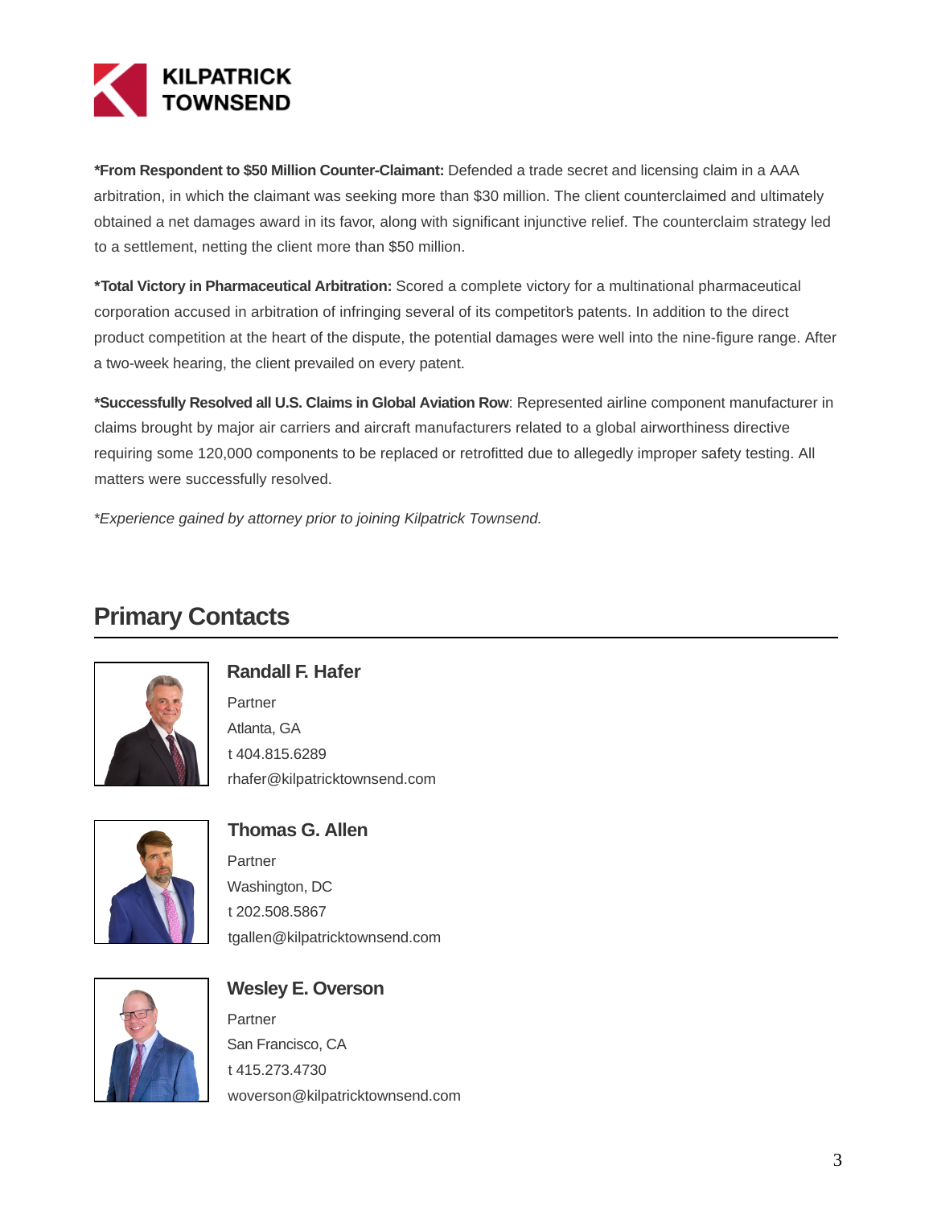**\*From Respondent to $50 Million Counter-Claimant:** Defended a trade secret and licensing claim in a AAA arbitration, in which the claimant was seeking more than $30 million. The client counterclaimed and ultimately obtained a net damages award in its favor, along with significant injunctive relief. The counterclaim strategy led to a settlement, netting the client more than $50 million.

**\*Total Victory in Pharmaceutical Arbitration:** Scored a complete victory for a multinational pharmaceutical corporation accused in arbitration of infringing several of its competitor's patents. In addition to the direct product competition at the heart of the dispute, the potential damages were well into the nine-figure range. After a two-week hearing, the client prevailed on every patent.

**\*Successfully Resolved all U.S. Claims in Global Aviation Row**: Represented airline component manufacturer in claims brought by major air carriers and aircraft manufacturers related to a global airworthiness directive requiring some 120,000 components to be replaced or retrofitted due to allegedly improper safety testing. All matters were successfully resolved.

*\*Experience gained by attorney prior to joining Kilpatrick Townsend.*

## Primary Contacts

### Randall F. Hafer

Partner
Atlanta, GA
t 404.815.6289
rhafer@kilpatricktownsend.com

### Thomas G. Allen

Partner
Washington, DC
t 202.508.5867
tgallen@kilpatricktownsend.com

### Wesley E. Overson

Partner
San Francisco, CA
t 415.273.4730
woverson@kilpatricktownsend.com